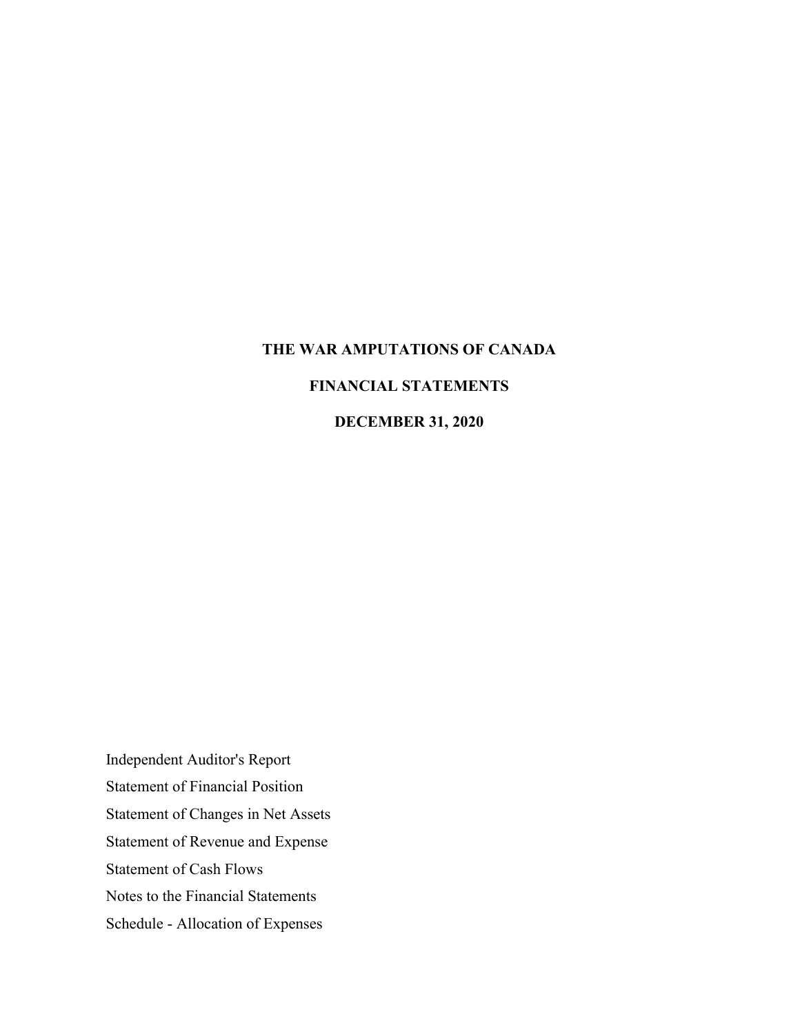# THE WAR AMPUTATIONS OF CANADA

## FINANCIAL STATEMENTS

## DECEMBER 31, 2020

Independent Auditor's Report

Statement of Financial Position

Statement of Changes in Net Assets

Statement of Revenue and Expense

Statement of Cash Flows

Notes to the Financial Statements

Schedule - Allocation of Expenses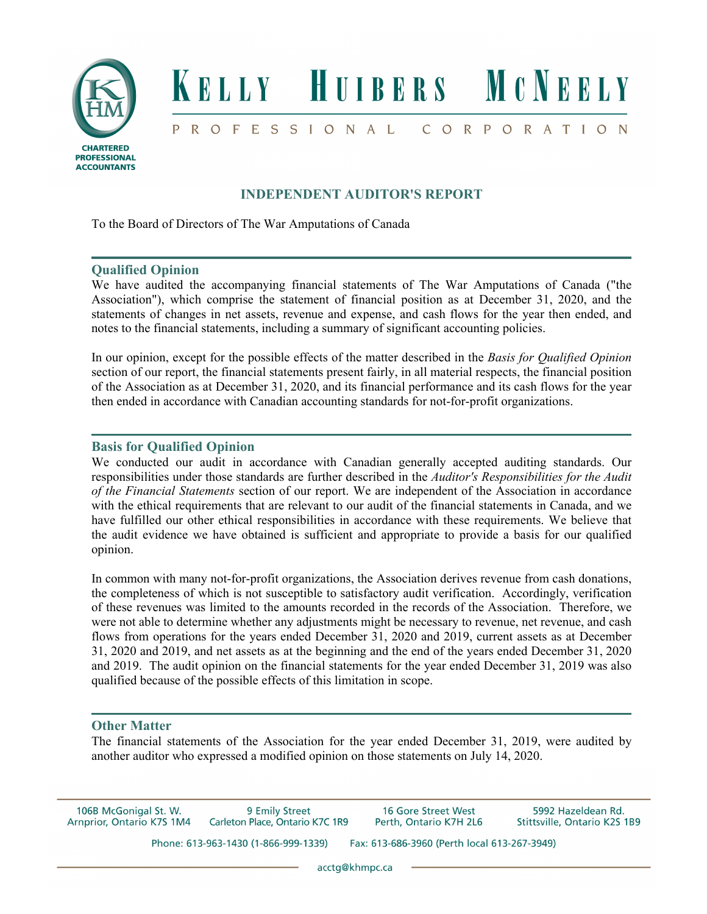# INDEPENDENT AUDITOR'S REPORT

To the Board of Directors of The War Amputations of Canada

## Qualified Opinion

We have audited the accompanying financial statements of The War Amputations of Canada ("the Association"), which comprise the statement of financial position as at December 31, 2020, and the statements of changes in net assets, revenue and expense, and cash flows for the year then ended, and notes to the financial statements, including a summary of significant accounting policies.

In our opinion, except for the possible effects of the matter described in the *Basis for Qualified Opinion* section of our report, the financial statements present fairly, in all material respects, the financial position of the Association as at December 31, 2020, and its financial performance and its cash flows for the year then ended in accordance with Canadian accounting standards for not-for-profit organizations.

## Basis for Qualified Opinion

We conducted our audit in accordance with Canadian generally accepted auditing standards. Our responsibilities under those standards are further described in the *Auditor's Responsibilities for the Audit of the Financial Statements* section of our report. We are independent of the Association in accordance with the ethical requirements that are relevant to our audit of the financial statements in Canada, and we have fulfilled our other ethical responsibilities in accordance with these requirements. We believe that the audit evidence we have obtained is sufficient and appropriate to provide a basis for our qualified opinion.

In common with many not-for-profit organizations, the Association derives revenue from cash donations, the completeness of which is not susceptible to satisfactory audit verification. Accordingly, verification of these revenues was limited to the amounts recorded in the records of the Association. Therefore, we were not able to determine whether any adjustments might be necessary to revenue, net revenue, and cash flows from operations for the years ended December 31, 2020 and 2019, current assets as at December 31, 2020 and 2019, and net assets as at the beginning and the end of the years ended December 31, 2020 and 2019. The audit opinion on the financial statements for the year ended December 31, 2019 was also qualified because of the possible effects of this limitation in scope.

## Other Matter

The financial statements of the Association for the year ended December 31, 2019, were audited by another auditor who expressed a modified opinion on those statements on July 14, 2020.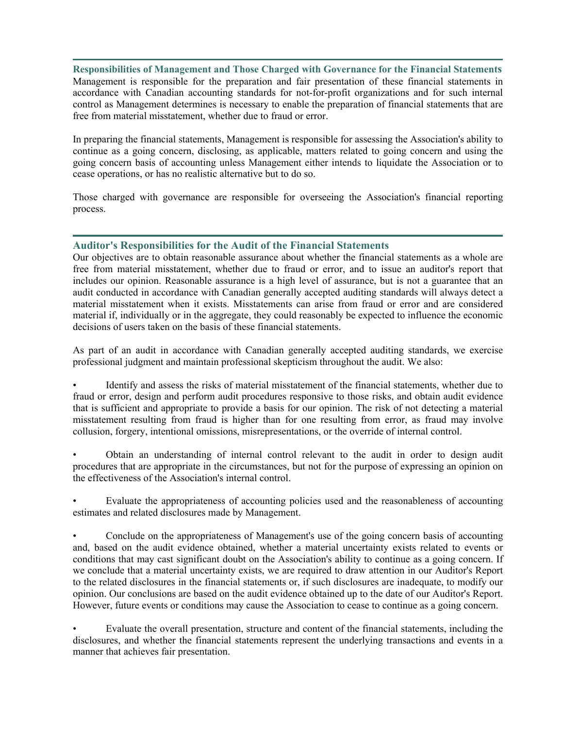## Responsibilities of Management and Those Charged with Governance for the Financial Statements

Management is responsible for the preparation and fair presentation of these financial statements in accordance with Canadian accounting standards for not-for-profit organizations and for such internal control as Management determines is necessary to enable the preparation of financial statements that are free from material misstatement, whether due to fraud or error.

In preparing the financial statements, Management is responsible for assessing the Association's ability to continue as a going concern, disclosing, as applicable, matters related to going concern and using the going concern basis of accounting unless Management either intends to liquidate the Association or to cease operations, or has no realistic alternative but to do so.

Those charged with governance are responsible for overseeing the Association's financial reporting process.

## Auditor's Responsibilities for the Audit of the Financial Statements

Our objectives are to obtain reasonable assurance about whether the financial statements as a whole are free from material misstatement, whether due to fraud or error, and to issue an auditor's report that includes our opinion. Reasonable assurance is a high level of assurance, but is not a guarantee that an audit conducted in accordance with Canadian generally accepted auditing standards will always detect a material misstatement when it exists. Misstatements can arise from fraud or error and are considered material if, individually or in the aggregate, they could reasonably be expected to influence the economic decisions of users taken on the basis of these financial statements.

As part of an audit in accordance with Canadian generally accepted auditing standards, we exercise professional judgment and maintain professional skepticism throughout the audit. We also:

- Identify and assess the risks of material misstatement of the financial statements, whether due to fraud or error, design and perform audit procedures responsive to those risks, and obtain audit evidence that is sufficient and appropriate to provide a basis for our opinion. The risk of not detecting a material misstatement resulting from fraud is higher than for one resulting from error, as fraud may involve collusion, forgery, intentional omissions, misrepresentations, or the override of internal control.

- Obtain an understanding of internal control relevant to the audit in order to design audit procedures that are appropriate in the circumstances, but not for the purpose of expressing an opinion on the effectiveness of the Association's internal control.

- Evaluate the appropriateness of accounting policies used and the reasonableness of accounting estimates and related disclosures made by Management.

- Conclude on the appropriateness of Management's use of the going concern basis of accounting and, based on the audit evidence obtained, whether a material uncertainty exists related to events or conditions that may cast significant doubt on the Association's ability to continue as a going concern. If we conclude that a material uncertainty exists, we are required to draw attention in our Auditor's Report to the related disclosures in the financial statements or, if such disclosures are inadequate, to modify our opinion. Our conclusions are based on the audit evidence obtained up to the date of our Auditor's Report. However, future events or conditions may cause the Association to cease to continue as a going concern.

- Evaluate the overall presentation, structure and content of the financial statements, including the disclosures, and whether the financial statements represent the underlying transactions and events in a manner that achieves fair presentation.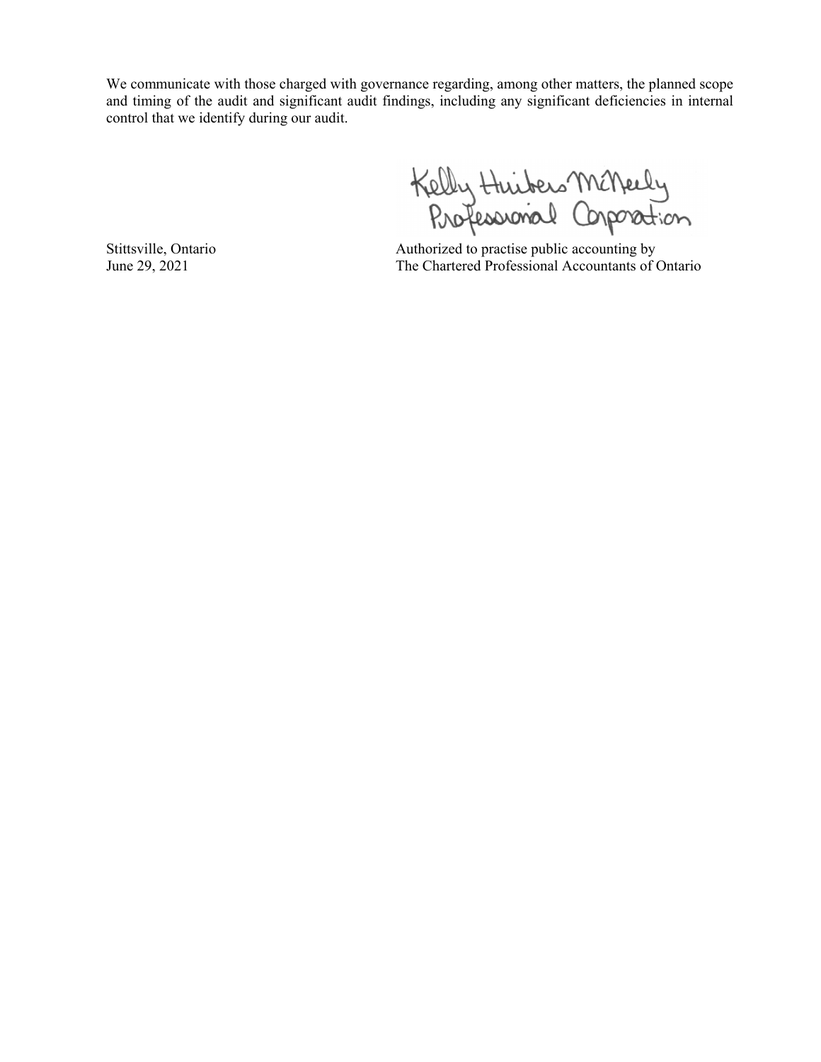We communicate with those charged with governance regarding, among other matters, the planned scope and timing of the audit and significant audit findings, including any significant deficiencies in internal control that we identify during our audit.

Kelly Huibers McNeely Professional Corporation

Stittsville, Ontario
June 29, 2021

Authorized to practise public accounting by
The Chartered Professional Accountants of Ontario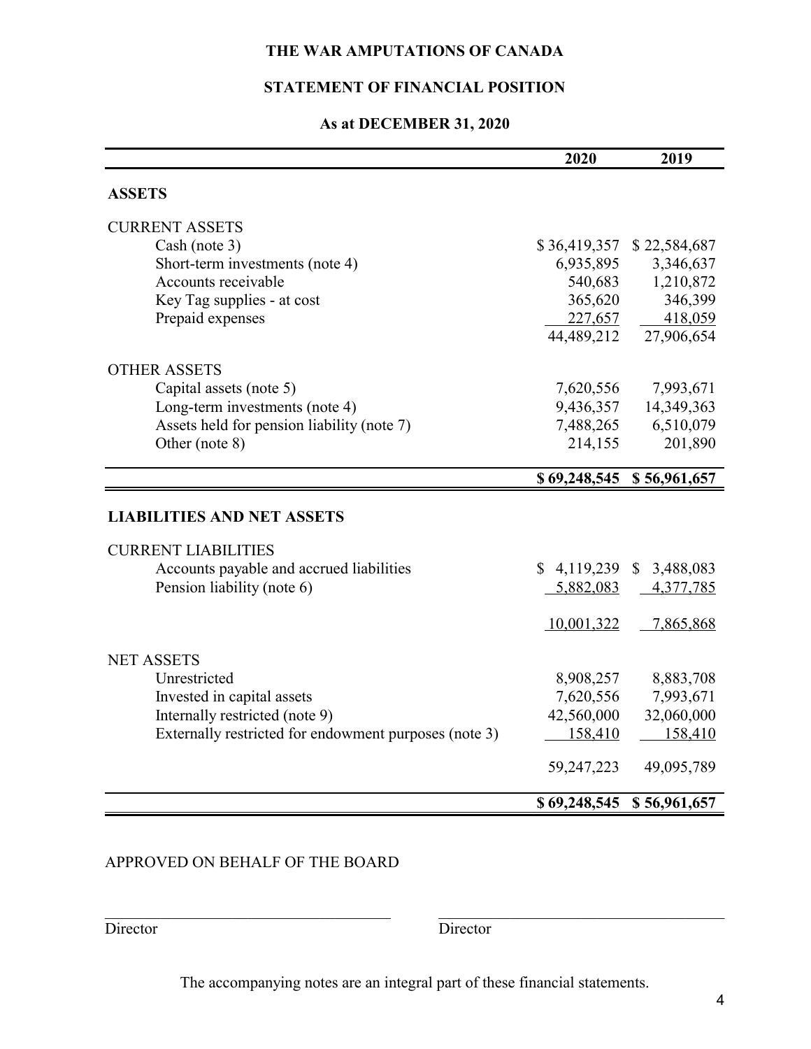# THE WAR AMPUTATIONS OF CANADA

## STATEMENT OF FINANCIAL POSITION

### As at DECEMBER 31, 2020

| | 2020 | 2019 |
|---|---|---|
| **ASSETS** | | |
| CURRENT ASSETS | | |
| Cash (note 3) | $ 36,419,357 | $ 22,584,687 |
| Short-term investments (note 4) | 6,935,895 | 3,346,637 |
| Accounts receivable | 540,683 | 1,210,872 |
| Key Tag supplies - at cost | 365,620 | 346,399 |
| Prepaid expenses | 227,657 | 418,059 |
| | 44,489,212 | 27,906,654 |
| OTHER ASSETS | | |
| Capital assets (note 5) | 7,620,556 | 7,993,671 |
| Long-term investments (note 4) | 9,436,357 | 14,349,363 |
| Assets held for pension liability (note 7) | 7,488,265 | 6,510,079 |
| Other (note 8) | 214,155 | 201,890 |
| | **$ 69,248,545** | **$ 56,961,657** |
| **LIABILITIES AND NET ASSETS** | | |
| CURRENT LIABILITIES | | |
| Accounts payable and accrued liabilities | $ 4,119,239 | $ 3,488,083 |
| Pension liability (note 6) | 5,882,083 | 4,377,785 |
| | 10,001,322 | 7,865,868 |
| NET ASSETS | | |
| Unrestricted | 8,908,257 | 8,883,708 |
| Invested in capital assets | 7,620,556 | 7,993,671 |
| Internally restricted (note 9) | 42,560,000 | 32,060,000 |
| Externally restricted for endowment purposes (note 3) | 158,410 | 158,410 |
| | 59,247,223 | 49,095,789 |
| | **$ 69,248,545** | **$ 56,961,657** |

APPROVED ON BEHALF OF THE BOARD

Director                Director

The accompanying notes are an integral part of these financial statements.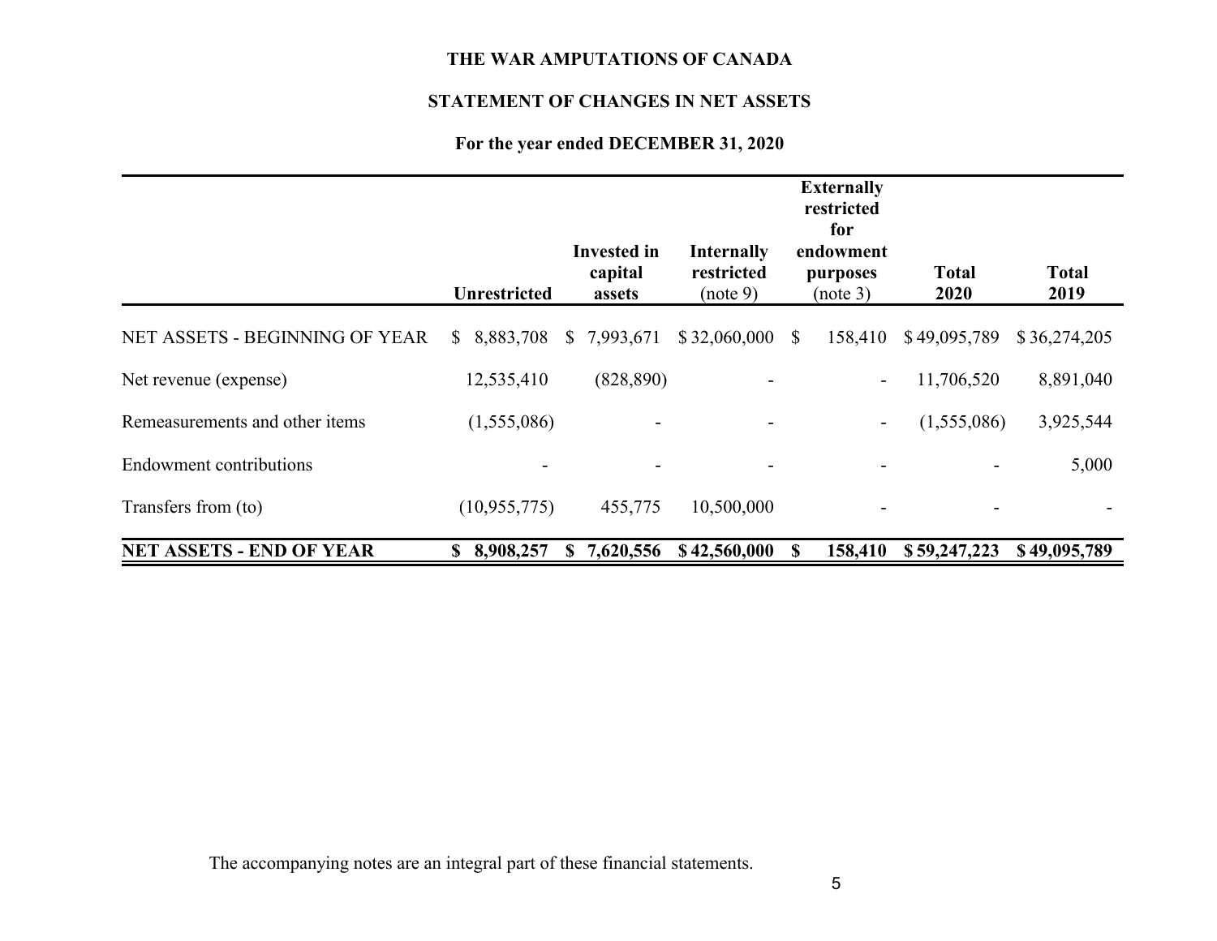# THE WAR AMPUTATIONS OF CANADA

## STATEMENT OF CHANGES IN NET ASSETS

### For the year ended DECEMBER 31, 2020

| | Unrestricted | Invested in capital assets | Internally restricted (note 9) | Externally restricted for endowment purposes (note 3) | Total 2020 | Total 2019 |
|---|---|---|---|---|---|---|
| NET ASSETS - BEGINNING OF YEAR | $ 8,883,708 | $ 7,993,671 | $ 32,060,000 | $ 158,410 | $ 49,095,789 | $ 36,274,205 |
| Net revenue (expense) | 12,535,410 | (828,890) | - | - | 11,706,520 | 8,891,040 |
| Remeasurements and other items | (1,555,086) | - | - | - | (1,555,086) | 3,925,544 |
| Endowment contributions | - | - | - | - | - | 5,000 |
| Transfers from (to) | (10,955,775) | 455,775 | 10,500,000 | - | - | - |
| **NET ASSETS - END OF YEAR** | **$ 8,908,257** | **$ 7,620,556** | **$ 42,560,000** | **$ 158,410** | **$ 59,247,223** | **$ 49,095,789** |

The accompanying notes are an integral part of these financial statements.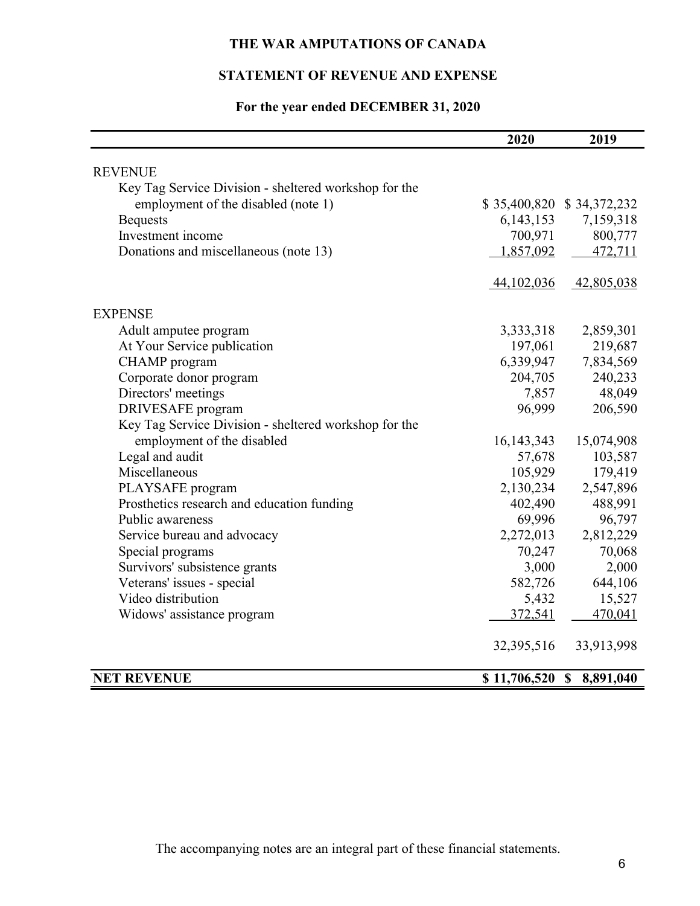# THE WAR AMPUTATIONS OF CANADA

## STATEMENT OF REVENUE AND EXPENSE

### For the year ended DECEMBER 31, 2020

| | 2020 | 2019 |
|---|---|---|
| REVENUE | | |
| Key Tag Service Division - sheltered workshop for the employment of the disabled (note 1) | $ 35,400,820 | $ 34,372,232 |
| Bequests | 6,143,153 | 7,159,318 |
| Investment income | 700,971 | 800,777 |
| Donations and miscellaneous (note 13) | 1,857,092 | 472,711 |
| | 44,102,036 | 42,805,038 |
| EXPENSE | | |
| Adult amputee program | 3,333,318 | 2,859,301 |
| At Your Service publication | 197,061 | 219,687 |
| CHAMP program | 6,339,947 | 7,834,569 |
| Corporate donor program | 204,705 | 240,233 |
| Directors' meetings | 7,857 | 48,049 |
| DRIVESAFE program | 96,999 | 206,590 |
| Key Tag Service Division - sheltered workshop for the employment of the disabled | 16,143,343 | 15,074,908 |
| Legal and audit | 57,678 | 103,587 |
| Miscellaneous | 105,929 | 179,419 |
| PLAYSAFE program | 2,130,234 | 2,547,896 |
| Prosthetics research and education funding | 402,490 | 488,991 |
| Public awareness | 69,996 | 96,797 |
| Service bureau and advocacy | 2,272,013 | 2,812,229 |
| Special programs | 70,247 | 70,068 |
| Survivors' subsistence grants | 3,000 | 2,000 |
| Veterans' issues - special | 582,726 | 644,106 |
| Video distribution | 5,432 | 15,527 |
| Widows' assistance program | 372,541 | 470,041 |
| | 32,395,516 | 33,913,998 |
| **NET REVENUE** | **$ 11,706,520** | **$ 8,891,040** |

The accompanying notes are an integral part of these financial statements.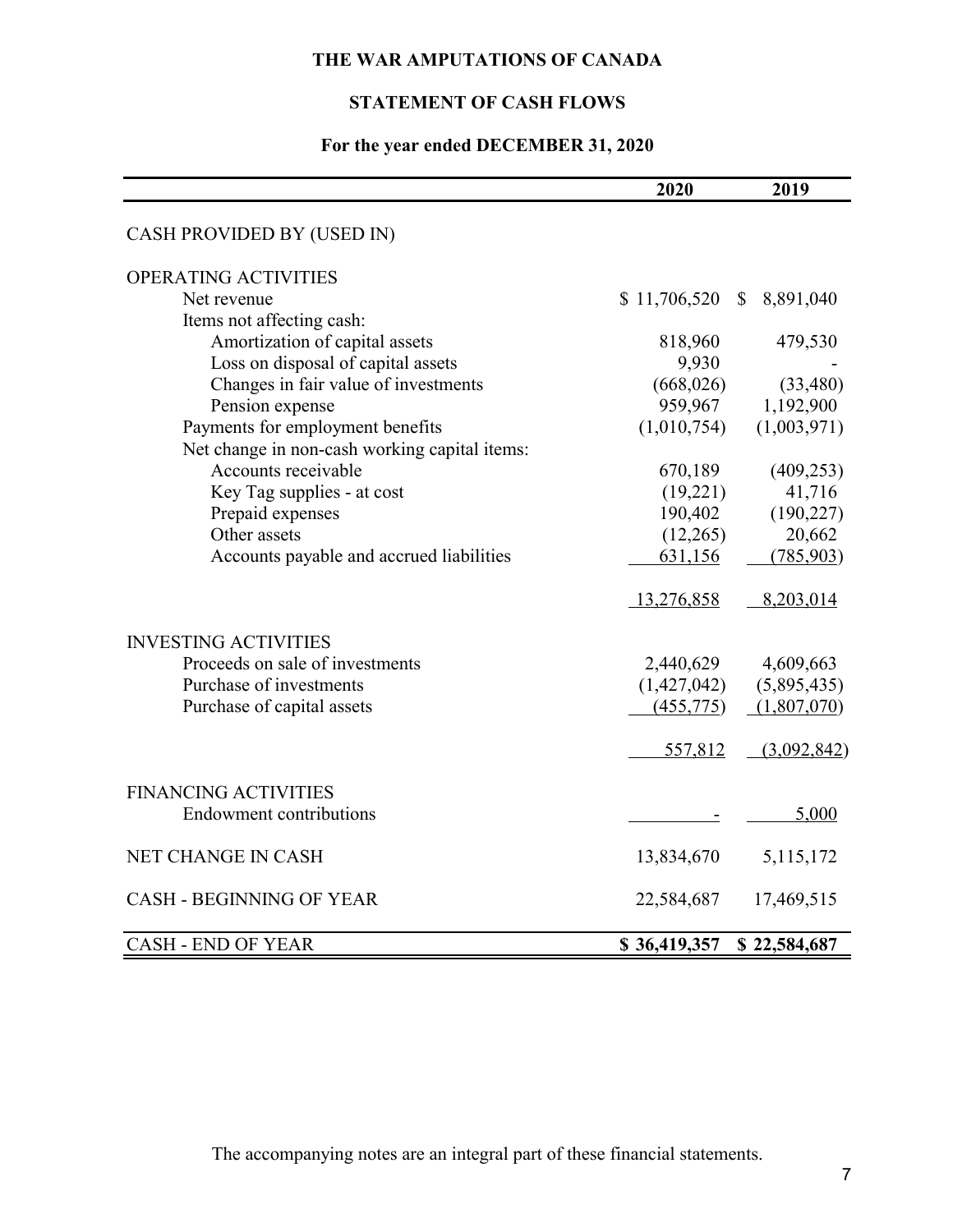# THE WAR AMPUTATIONS OF CANADA

## STATEMENT OF CASH FLOWS

### For the year ended DECEMBER 31, 2020

| | 2020 | 2019 |
|---|---|---|
| CASH PROVIDED BY (USED IN) | | |
| OPERATING ACTIVITIES | | |
| Net revenue | $ 11,706,520 | $ 8,891,040 |
| Items not affecting cash: | | |
| Amortization of capital assets | 818,960 | 479,530 |
| Loss on disposal of capital assets | 9,930 | - |
| Changes in fair value of investments | (668,026) | (33,480) |
| Pension expense | 959,967 | 1,192,900 |
| Payments for employment benefits | (1,010,754) | (1,003,971) |
| Net change in non-cash working capital items: | | |
| Accounts receivable | 670,189 | (409,253) |
| Key Tag supplies - at cost | (19,221) | 41,716 |
| Prepaid expenses | 190,402 | (190,227) |
| Other assets | (12,265) | 20,662 |
| Accounts payable and accrued liabilities | 631,156 | (785,903) |
| | 13,276,858 | 8,203,014 |
| INVESTING ACTIVITIES | | |
| Proceeds on sale of investments | 2,440,629 | 4,609,663 |
| Purchase of investments | (1,427,042) | (5,895,435) |
| Purchase of capital assets | (455,775) | (1,807,070) |
| | 557,812 | (3,092,842) |
| FINANCING ACTIVITIES | | |
| Endowment contributions | - | 5,000 |
| NET CHANGE IN CASH | 13,834,670 | 5,115,172 |
| CASH - BEGINNING OF YEAR | 22,584,687 | 17,469,515 |
| CASH - END OF YEAR | **$ 36,419,357** | **$ 22,584,687** |

The accompanying notes are an integral part of these financial statements.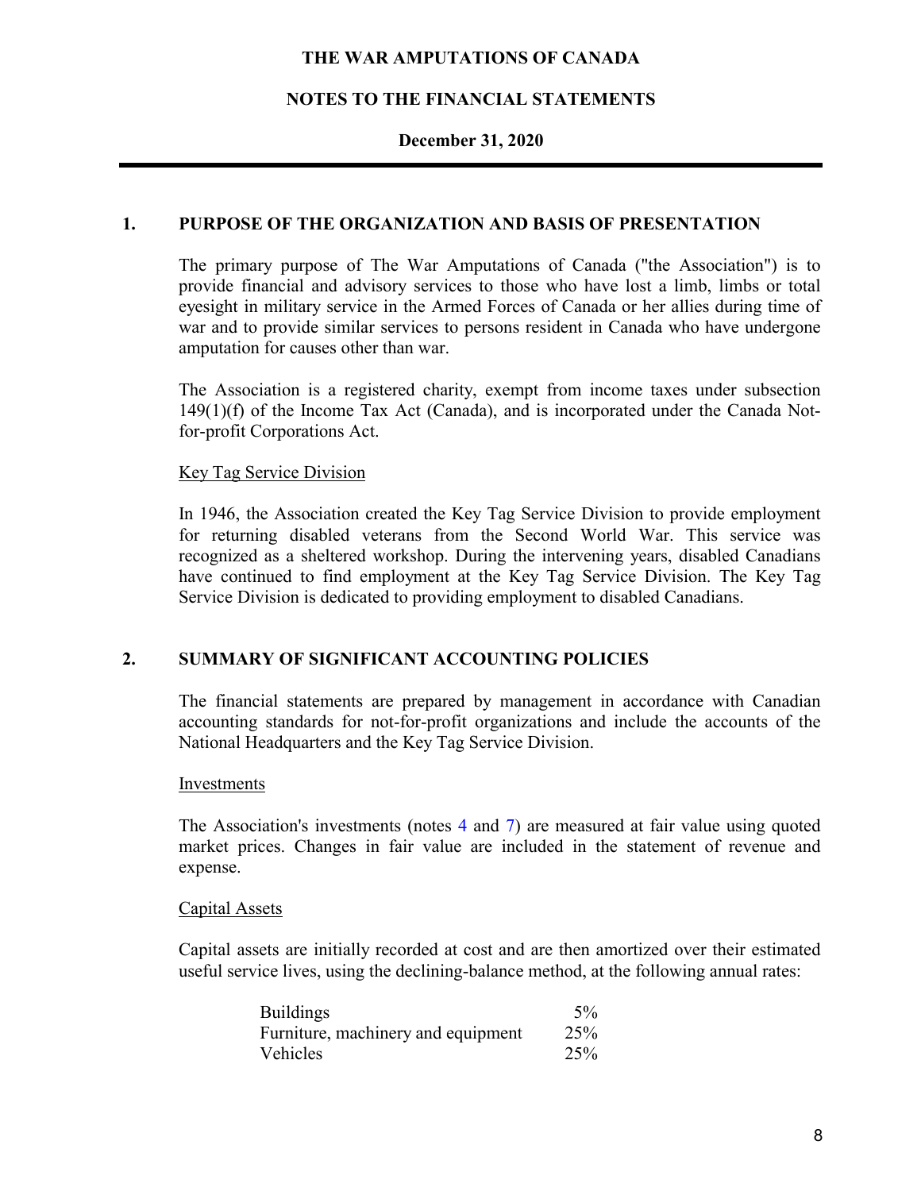# THE WAR AMPUTATIONS OF CANADA

## NOTES TO THE FINANCIAL STATEMENTS

**December 31, 2020**

### 1. PURPOSE OF THE ORGANIZATION AND BASIS OF PRESENTATION

The primary purpose of The War Amputations of Canada ("the Association") is to provide financial and advisory services to those who have lost a limb, limbs or total eyesight in military service in the Armed Forces of Canada or her allies during time of war and to provide similar services to persons resident in Canada who have undergone amputation for causes other than war.

The Association is a registered charity, exempt from income taxes under subsection 149(1)(f) of the Income Tax Act (Canada), and is incorporated under the Canada Not-for-profit Corporations Act.

Key Tag Service Division

In 1946, the Association created the Key Tag Service Division to provide employment for returning disabled veterans from the Second World War. This service was recognized as a sheltered workshop. During the intervening years, disabled Canadians have continued to find employment at the Key Tag Service Division. The Key Tag Service Division is dedicated to providing employment to disabled Canadians.

### 2. SUMMARY OF SIGNIFICANT ACCOUNTING POLICIES

The financial statements are prepared by management in accordance with Canadian accounting standards for not-for-profit organizations and include the accounts of the National Headquarters and the Key Tag Service Division.

Investments

The Association's investments (notes 4 and 7) are measured at fair value using quoted market prices. Changes in fair value are included in the statement of revenue and expense.

Capital Assets

Capital assets are initially recorded at cost and are then amortized over their estimated useful service lives, using the declining-balance method, at the following annual rates:

| | |
|---|---|
| Buildings | 5% |
| Furniture, machinery and equipment | 25% |
| Vehicles | 25% |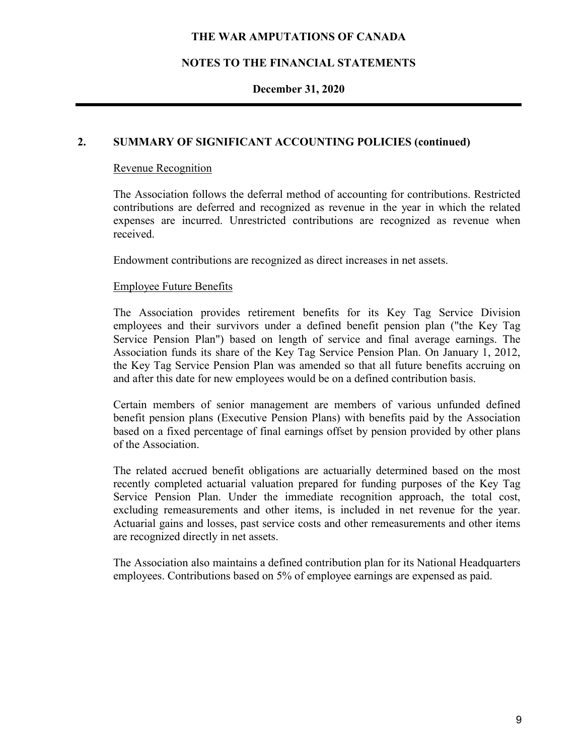## 2. SUMMARY OF SIGNIFICANT ACCOUNTING POLICIES (continued)

### Revenue Recognition

The Association follows the deferral method of accounting for contributions. Restricted contributions are deferred and recognized as revenue in the year in which the related expenses are incurred. Unrestricted contributions are recognized as revenue when received.

Endowment contributions are recognized as direct increases in net assets.

### Employee Future Benefits

The Association provides retirement benefits for its Key Tag Service Division employees and their survivors under a defined benefit pension plan ("the Key Tag Service Pension Plan") based on length of service and final average earnings. The Association funds its share of the Key Tag Service Pension Plan. On January 1, 2012, the Key Tag Service Pension Plan was amended so that all future benefits accruing on and after this date for new employees would be on a defined contribution basis.

Certain members of senior management are members of various unfunded defined benefit pension plans (Executive Pension Plans) with benefits paid by the Association based on a fixed percentage of final earnings offset by pension provided by other plans of the Association.

The related accrued benefit obligations are actuarially determined based on the most recently completed actuarial valuation prepared for funding purposes of the Key Tag Service Pension Plan. Under the immediate recognition approach, the total cost, excluding remeasurements and other items, is included in net revenue for the year. Actuarial gains and losses, past service costs and other remeasurements and other items are recognized directly in net assets.

The Association also maintains a defined contribution plan for its National Headquarters employees. Contributions based on 5% of employee earnings are expensed as paid.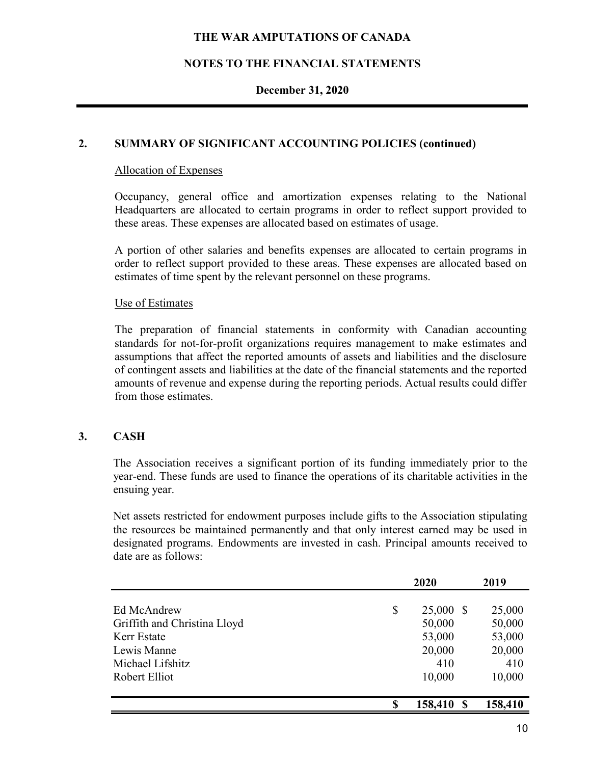## 2. SUMMARY OF SIGNIFICANT ACCOUNTING POLICIES (continued)

Allocation of Expenses

Occupancy, general office and amortization expenses relating to the National Headquarters are allocated to certain programs in order to reflect support provided to these areas. These expenses are allocated based on estimates of usage.

A portion of other salaries and benefits expenses are allocated to certain programs in order to reflect support provided to these areas. These expenses are allocated based on estimates of time spent by the relevant personnel on these programs.

Use of Estimates

The preparation of financial statements in conformity with Canadian accounting standards for not-for-profit organizations requires management to make estimates and assumptions that affect the reported amounts of assets and liabilities and the disclosure of contingent assets and liabilities at the date of the financial statements and the reported amounts of revenue and expense during the reporting periods. Actual results could differ from those estimates.

## 3. CASH

The Association receives a significant portion of its funding immediately prior to the year-end. These funds are used to finance the operations of its charitable activities in the ensuing year.

Net assets restricted for endowment purposes include gifts to the Association stipulating the resources be maintained permanently and that only interest earned may be used in designated programs. Endowments are invested in cash. Principal amounts received to date are as follows:

| | 2020 | 2019 |
|---|---|---|
| Ed McAndrew | $ 25,000 | $ 25,000 |
| Griffith and Christina Lloyd | 50,000 | 50,000 |
| Kerr Estate | 53,000 | 53,000 |
| Lewis Manne | 20,000 | 20,000 |
| Michael Lifshitz | 410 | 410 |
| Robert Elliot | 10,000 | 10,000 |
| | **$ 158,410** | **$ 158,410** |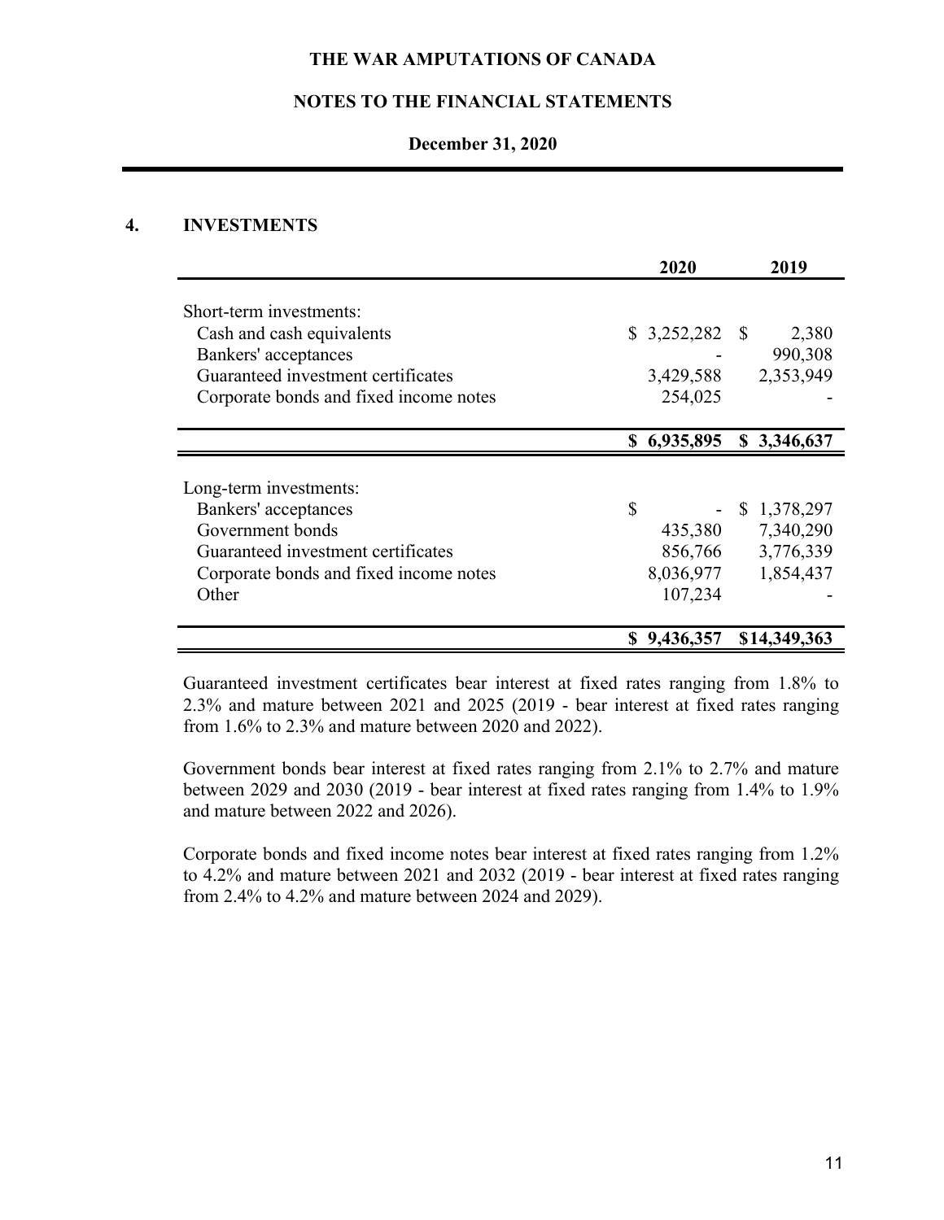THE WAR AMPUTATIONS OF CANADA

NOTES TO THE FINANCIAL STATEMENTS

December 31, 2020

## 4. INVESTMENTS

| | 2020 | 2019 |
|---|---|---|
| Short-term investments: | | |
| Cash and cash equivalents | $ 3,252,282 | $ 2,380 |
| Bankers' acceptances | - | 990,308 |
| Guaranteed investment certificates | 3,429,588 | 2,353,949 |
| Corporate bonds and fixed income notes | 254,025 | - |
| | **$ 6,935,895** | **$ 3,346,637** |

| | 2020 | 2019 |
|---|---|---|
| Long-term investments: | | |
| Bankers' acceptances | $ - | $ 1,378,297 |
| Government bonds | 435,380 | 7,340,290 |
| Guaranteed investment certificates | 856,766 | 3,776,339 |
| Corporate bonds and fixed income notes | 8,036,977 | 1,854,437 |
| Other | 107,234 | - |
| | **$ 9,436,357** | **$14,349,363** |

Guaranteed investment certificates bear interest at fixed rates ranging from 1.8% to 2.3% and mature between 2021 and 2025 (2019 - bear interest at fixed rates ranging from 1.6% to 2.3% and mature between 2020 and 2022).

Government bonds bear interest at fixed rates ranging from 2.1% to 2.7% and mature between 2029 and 2030 (2019 - bear interest at fixed rates ranging from 1.4% to 1.9% and mature between 2022 and 2026).

Corporate bonds and fixed income notes bear interest at fixed rates ranging from 1.2% to 4.2% and mature between 2021 and 2032 (2019 - bear interest at fixed rates ranging from 2.4% to 4.2% and mature between 2024 and 2029).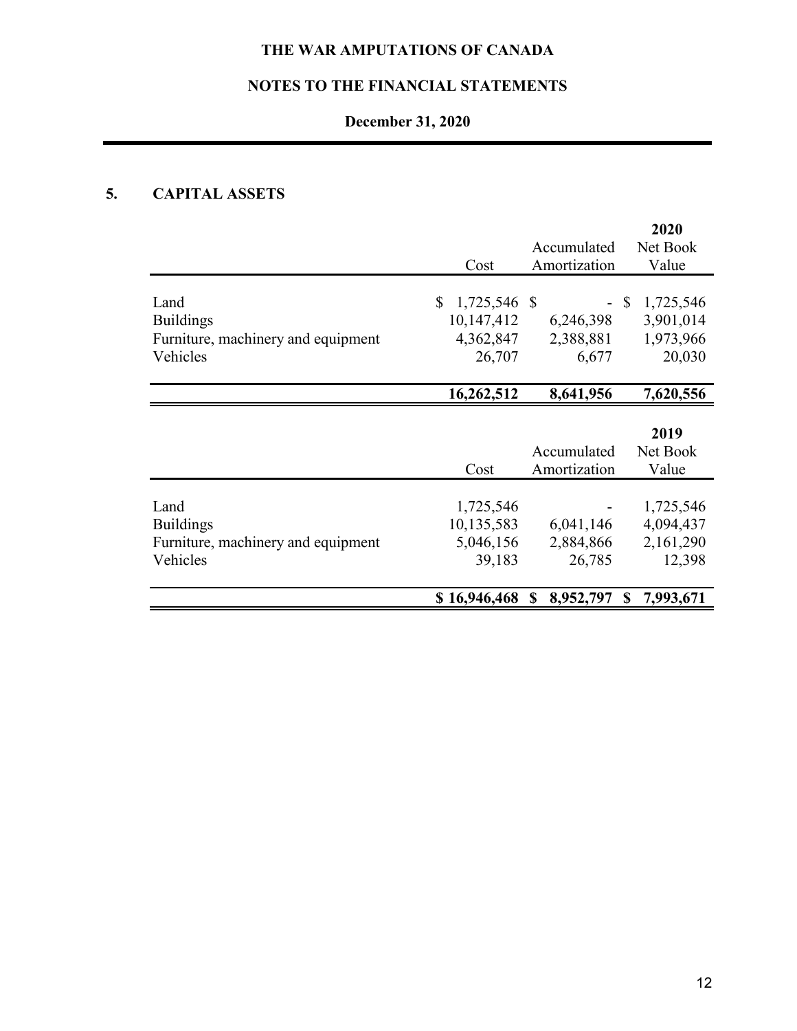## 5. CAPITAL ASSETS

| | Cost | Accumulated Amortization | 2020 Net Book Value |
|---|---|---|---|
| Land | $ 1,725,546 | $ - | $ 1,725,546 |
| Buildings | 10,147,412 | 6,246,398 | 3,901,014 |
| Furniture, machinery and equipment | 4,362,847 | 2,388,881 | 1,973,966 |
| Vehicles | 26,707 | 6,677 | 20,030 |
| | **16,262,512** | **8,641,956** | **7,620,556** |

| | Cost | Accumulated Amortization | 2019 Net Book Value |
|---|---|---|---|
| Land | 1,725,546 | - | 1,725,546 |
| Buildings | 10,135,583 | 6,041,146 | 4,094,437 |
| Furniture, machinery and equipment | 5,046,156 | 2,884,866 | 2,161,290 |
| Vehicles | 39,183 | 26,785 | 12,398 |
| | **$ 16,946,468** | **$ 8,952,797** | **$ 7,993,671** |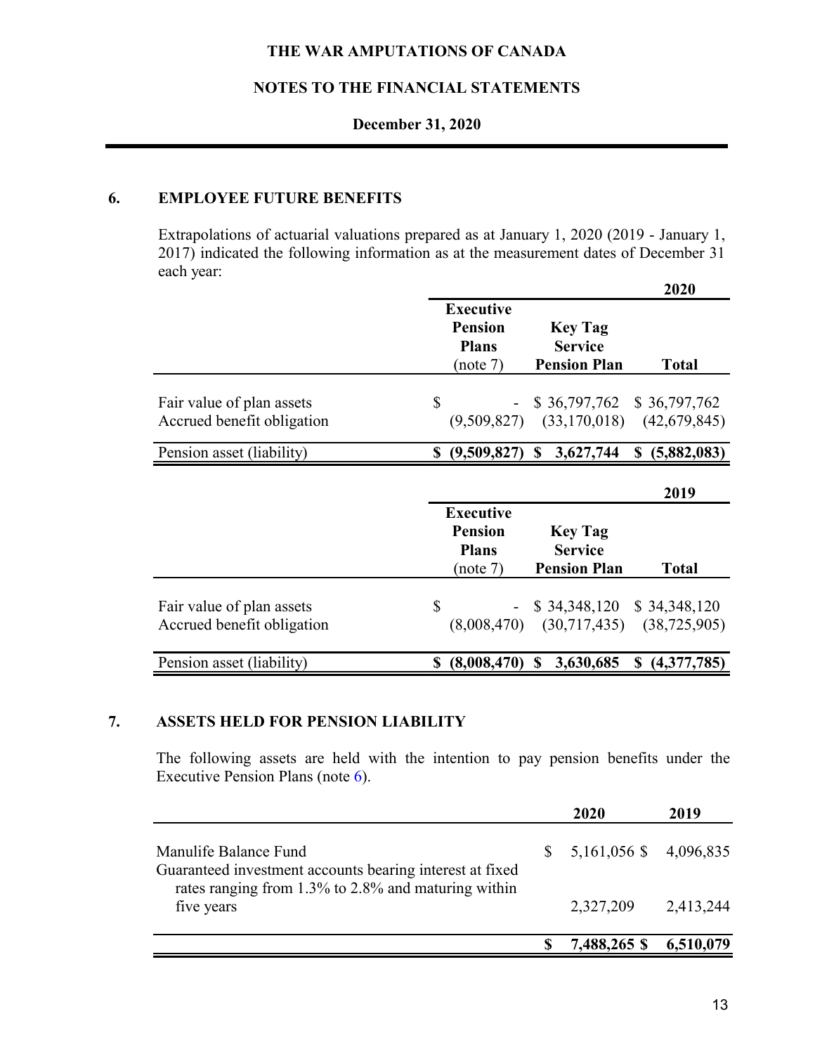THE WAR AMPUTATIONS OF CANADA

NOTES TO THE FINANCIAL STATEMENTS

December 31, 2020

## 6. EMPLOYEE FUTURE BENEFITS

Extrapolations of actuarial valuations prepared as at January 1, 2020 (2019 - January 1, 2017) indicated the following information as at the measurement dates of December 31 each year:

| 2020 | Executive Pension Plans (note 7) | Key Tag Service Pension Plan | Total |
|---|---|---|---|
| Fair value of plan assets | $ - | $ 36,797,762 | $ 36,797,762 |
| Accrued benefit obligation | (9,509,827) | (33,170,018) | (42,679,845) |
| Pension asset (liability) | **$ (9,509,827)** | **$ 3,627,744** | **$ (5,882,083)** |

| 2019 | Executive Pension Plans (note 7) | Key Tag Service Pension Plan | Total |
|---|---|---|---|
| Fair value of plan assets | $ - | $ 34,348,120 | $ 34,348,120 |
| Accrued benefit obligation | (8,008,470) | (30,717,435) | (38,725,905) |
| Pension asset (liability) | **$ (8,008,470)** | **$ 3,630,685** | **$ (4,377,785)** |

## 7. ASSETS HELD FOR PENSION LIABILITY

The following assets are held with the intention to pay pension benefits under the Executive Pension Plans (note 6).

| | 2020 | 2019 |
|---|---|---|
| Manulife Balance Fund | $ 5,161,056 | $ 4,096,835 |
| Guaranteed investment accounts bearing interest at fixed rates ranging from 1.3% to 2.8% and maturing within five years | 2,327,209 | 2,413,244 |
| | **$ 7,488,265** | **$ 6,510,079** |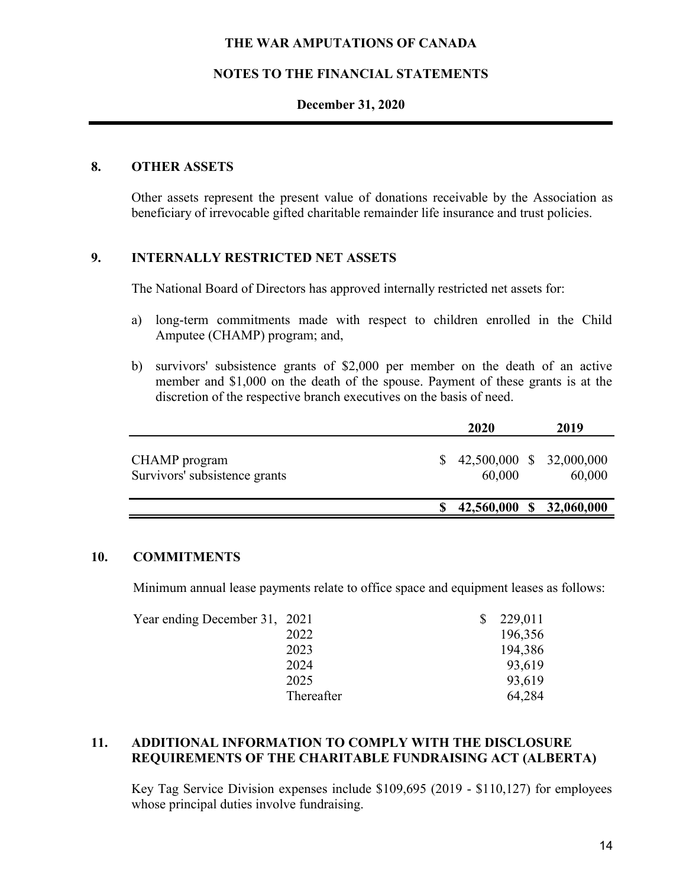## 8. OTHER ASSETS

Other assets represent the present value of donations receivable by the Association as beneficiary of irrevocable gifted charitable remainder life insurance and trust policies.

## 9. INTERNALLY RESTRICTED NET ASSETS

The National Board of Directors has approved internally restricted net assets for:

a) long-term commitments made with respect to children enrolled in the Child Amputee (CHAMP) program; and,

b) survivors' subsistence grants of $2,000 per member on the death of an active member and $1,000 on the death of the spouse. Payment of these grants is at the discretion of the respective branch executives on the basis of need.

| | 2020 | 2019 |
|---|---|---|
| CHAMP program | $ 42,500,000 | $ 32,000,000 |
| Survivors' subsistence grants | 60,000 | 60,000 |
| | **$ 42,560,000** | **$ 32,060,000** |

## 10. COMMITMENTS

Minimum annual lease payments relate to office space and equipment leases as follows:

| Year ending December 31, | | |
|---|---|---|
| | 2021 | $ 229,011 |
| | 2022 | 196,356 |
| | 2023 | 194,386 |
| | 2024 | 93,619 |
| | 2025 | 93,619 |
| | Thereafter | 64,284 |

## 11. ADDITIONAL INFORMATION TO COMPLY WITH THE DISCLOSURE REQUIREMENTS OF THE CHARITABLE FUNDRAISING ACT (ALBERTA)

Key Tag Service Division expenses include $109,695 (2019 - $110,127) for employees whose principal duties involve fundraising.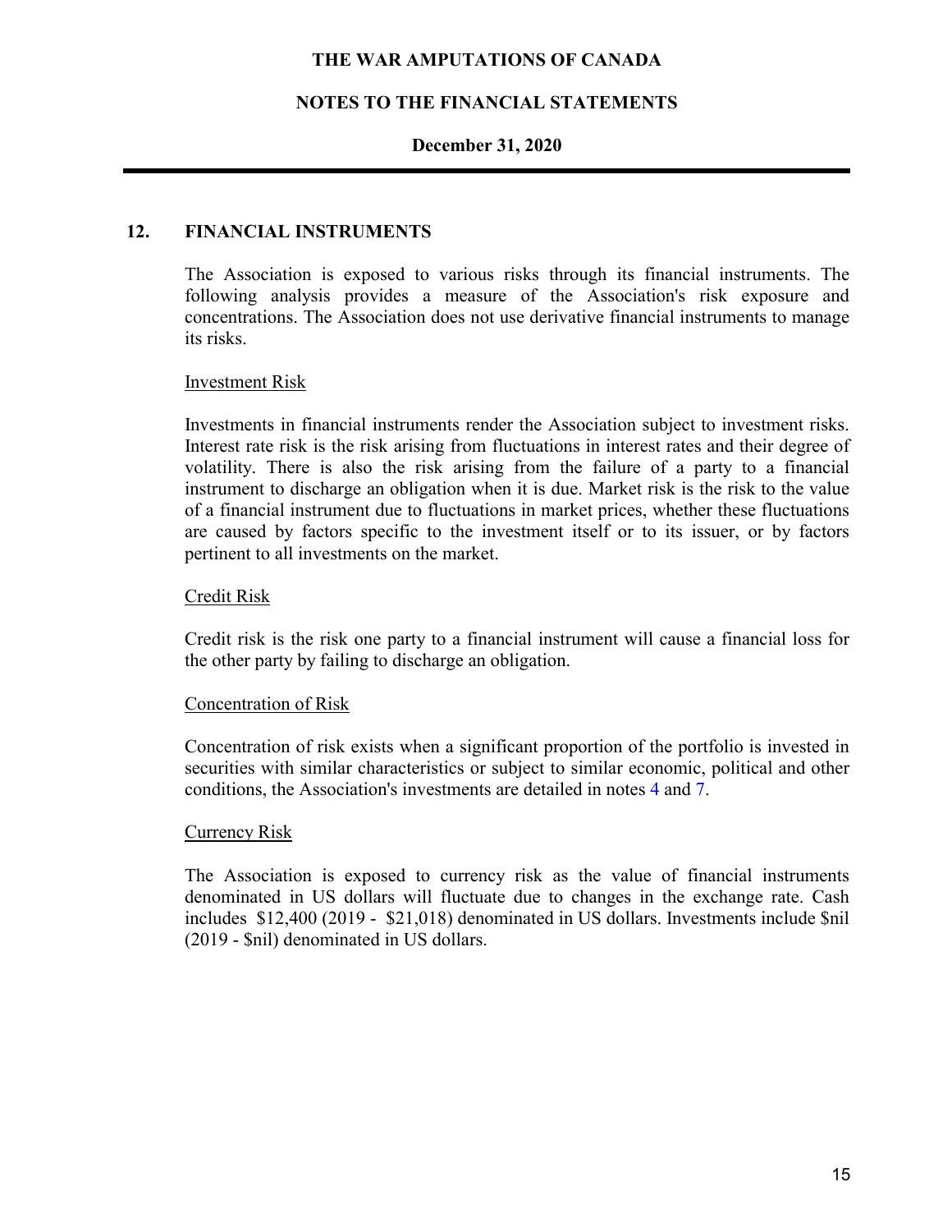## 12. FINANCIAL INSTRUMENTS

The Association is exposed to various risks through its financial instruments. The following analysis provides a measure of the Association's risk exposure and concentrations. The Association does not use derivative financial instruments to manage its risks.

### Investment Risk

Investments in financial instruments render the Association subject to investment risks. Interest rate risk is the risk arising from fluctuations in interest rates and their degree of volatility. There is also the risk arising from the failure of a party to a financial instrument to discharge an obligation when it is due. Market risk is the risk to the value of a financial instrument due to fluctuations in market prices, whether these fluctuations are caused by factors specific to the investment itself or to its issuer, or by factors pertinent to all investments on the market.

### Credit Risk

Credit risk is the risk one party to a financial instrument will cause a financial loss for the other party by failing to discharge an obligation.

### Concentration of Risk

Concentration of risk exists when a significant proportion of the portfolio is invested in securities with similar characteristics or subject to similar economic, political and other conditions, the Association's investments are detailed in notes 4 and 7.

### Currency Risk

The Association is exposed to currency risk as the value of financial instruments denominated in US dollars will fluctuate due to changes in the exchange rate. Cash includes $12,400 (2019 - $21,018) denominated in US dollars. Investments include $nil (2019 - $nil) denominated in US dollars.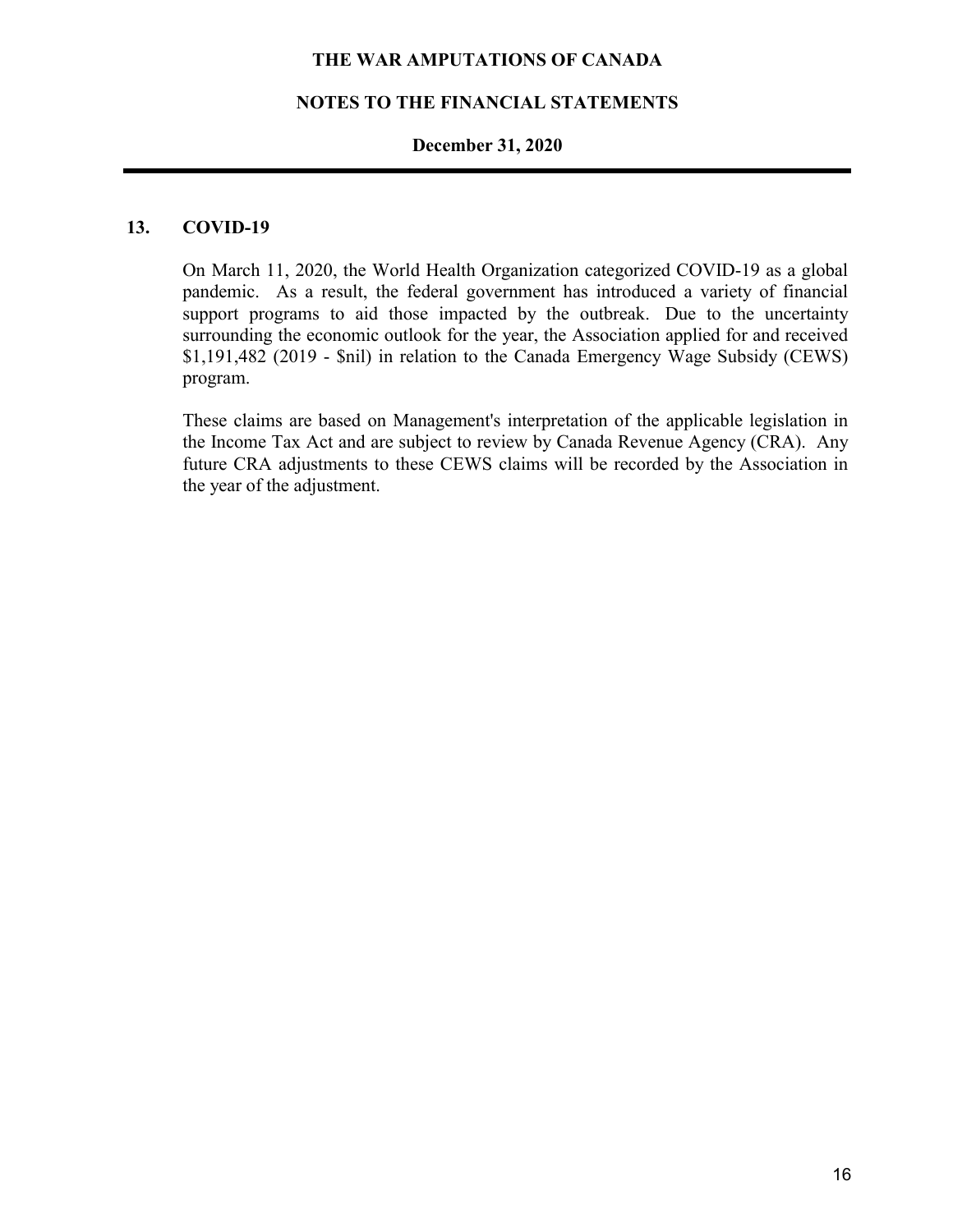## 13. COVID-19

On March 11, 2020, the World Health Organization categorized COVID-19 as a global pandemic. As a result, the federal government has introduced a variety of financial support programs to aid those impacted by the outbreak. Due to the uncertainty surrounding the economic outlook for the year, the Association applied for and received $1,191,482 (2019 - $nil) in relation to the Canada Emergency Wage Subsidy (CEWS) program.

These claims are based on Management's interpretation of the applicable legislation in the Income Tax Act and are subject to review by Canada Revenue Agency (CRA). Any future CRA adjustments to these CEWS claims will be recorded by the Association in the year of the adjustment.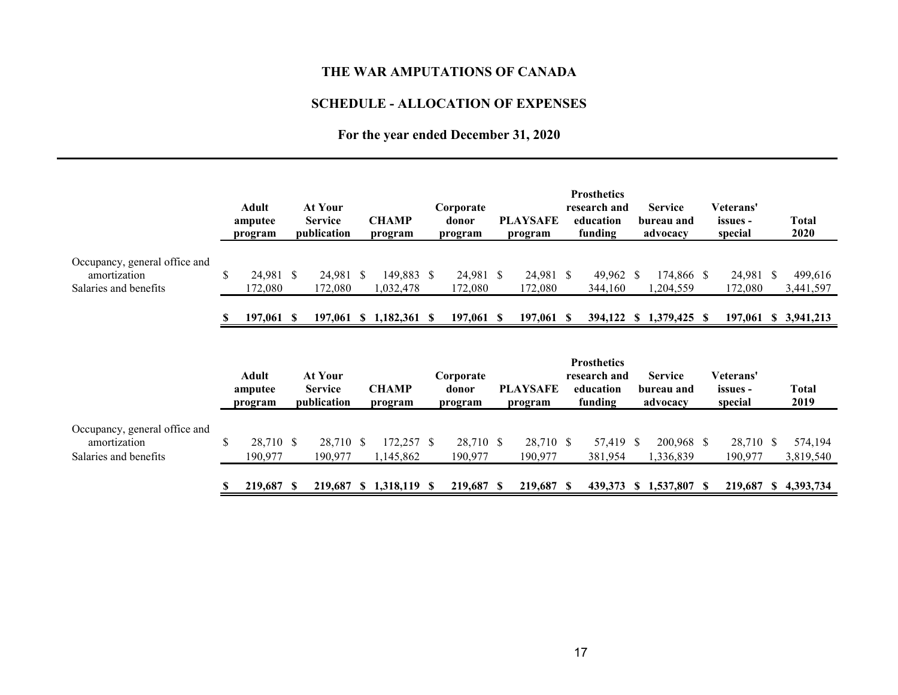# THE WAR AMPUTATIONS OF CANADA

## SCHEDULE - ALLOCATION OF EXPENSES

### For the year ended December 31, 2020

| | Adult amputee program | At Your Service publication | CHAMP program | Corporate donor program | PLAYSAFE program | Prosthetics research and education funding | Service bureau and advocacy | Veterans' issues - special | Total 2020 |
|---|---|---|---|---|---|---|---|---|---|
| Occupancy, general office and amortization | $ 24,981 | $ 24,981 | $ 149,883 | $ 24,981 | $ 24,981 | $ 49,962 | $ 174,866 | $ 24,981 | $ 499,616 |
| Salaries and benefits | 172,080 | 172,080 | 1,032,478 | 172,080 | 172,080 | 344,160 | 1,204,559 | 172,080 | 3,441,597 |
| | **$ 197,061** | **$ 197,061** | **$ 1,182,361** | **$ 197,061** | **$ 197,061** | **$ 394,122** | **$ 1,379,425** | **$ 197,061** | **$ 3,941,213** |

| | Adult amputee program | At Your Service publication | CHAMP program | Corporate donor program | PLAYSAFE program | Prosthetics research and education funding | Service bureau and advocacy | Veterans' issues - special | Total 2019 |
|---|---|---|---|---|---|---|---|---|---|
| Occupancy, general office and amortization | $ 28,710 | $ 28,710 | $ 172,257 | $ 28,710 | $ 28,710 | $ 57,419 | $ 200,968 | $ 28,710 | $ 574,194 |
| Salaries and benefits | 190,977 | 190,977 | 1,145,862 | 190,977 | 190,977 | 381,954 | 1,336,839 | 190,977 | 3,819,540 |
| | **$ 219,687** | **$ 219,687** | **$ 1,318,119** | **$ 219,687** | **$ 219,687** | **$ 439,373** | **$ 1,537,807** | **$ 219,687** | **$ 4,393,734** |